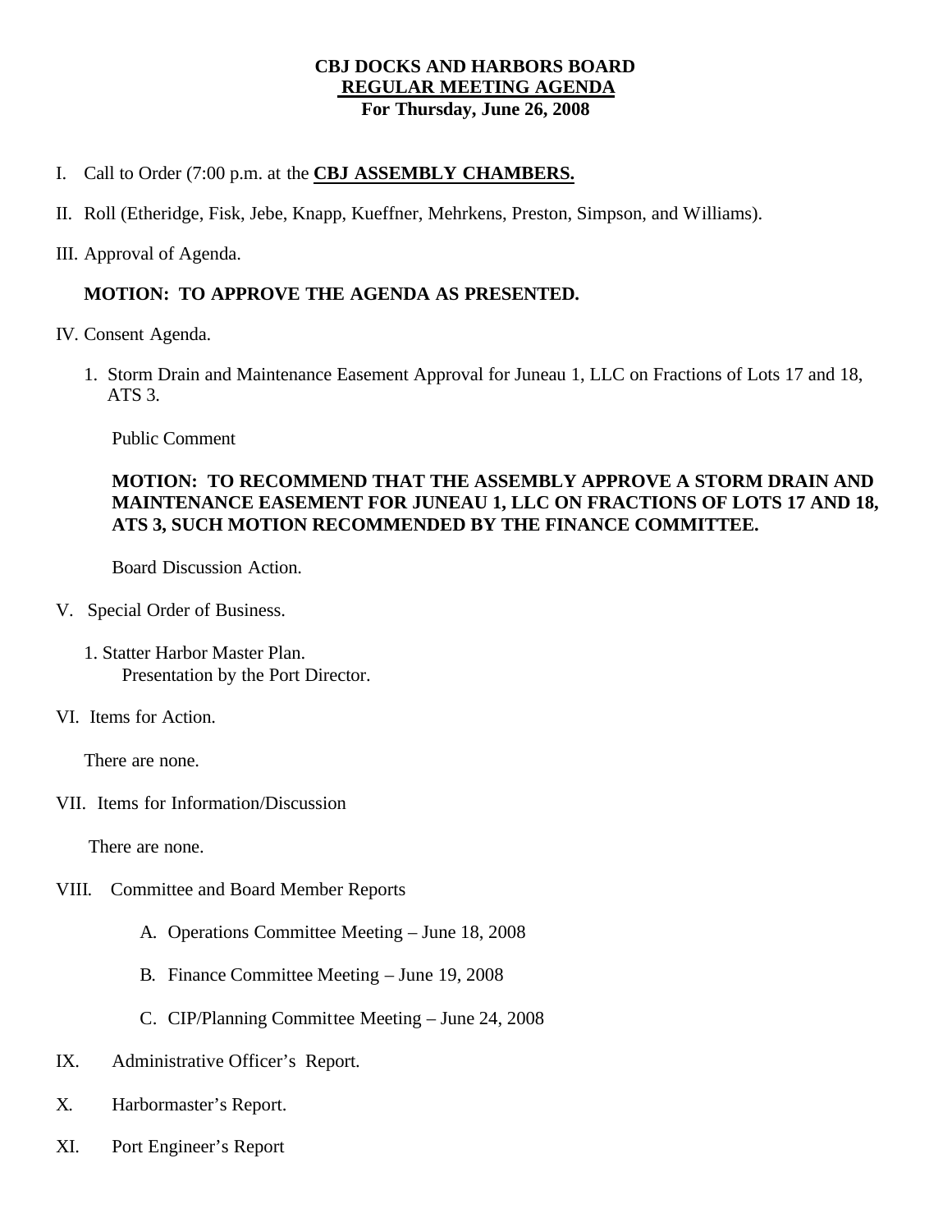# CBJ DOCKS AND HARBORS BOARD

## REGULAR MEETING AGENDA

### For Thursday, June 26, 2008

I. Call to Order (7:00 p.m. at the **CBJ ASSEMBLY CHAMBERS.**

II. Roll (Etheridge, Fisk, Jebe, Knapp, Kueffner, Mehrkens, Preston, Simpson, and Williams).

III. Approval of Agenda.

**MOTION: TO APPROVE THE AGENDA AS PRESENTED.**

IV. Consent Agenda.

1. Storm Drain and Maintenance Easement Approval for Juneau 1, LLC on Fractions of Lots 17 and 18, ATS 3.

   Public Comment

   **MOTION: TO RECOMMEND THAT THE ASSEMBLY APPROVE A STORM DRAIN AND MAINTENANCE EASEMENT FOR JUNEAU 1, LLC ON FRACTIONS OF LOTS 17 AND 18, ATS 3, SUCH MOTION RECOMMENDED BY THE FINANCE COMMITTEE.**

   Board Discussion Action.

V. Special Order of Business.

1. Statter Harbor Master Plan.
   Presentation by the Port Director.

VI. Items for Action.

There are none.

VII. Items for Information/Discussion

There are none.

VIII. Committee and Board Member Reports

A. Operations Committee Meeting – June 18, 2008

B. Finance Committee Meeting – June 19, 2008

C. CIP/Planning Committee Meeting – June 24, 2008

IX. Administrative Officer's Report.

X. Harbormaster's Report.

XI. Port Engineer's Report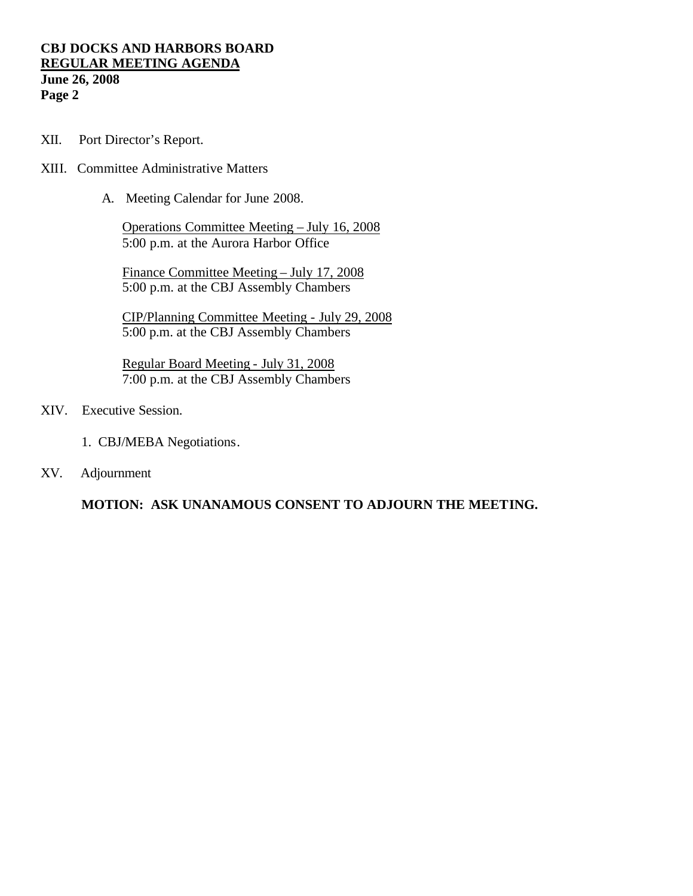XII. Port Director's Report.

XIII. Committee Administrative Matters

A. Meeting Calendar for June 2008.

Operations Committee Meeting – July 16, 2008
5:00 p.m. at the Aurora Harbor Office

Finance Committee Meeting – July 17, 2008
5:00 p.m. at the CBJ Assembly Chambers

CIP/Planning Committee Meeting - July 29, 2008
5:00 p.m. at the CBJ Assembly Chambers

Regular Board Meeting - July 31, 2008
7:00 p.m. at the CBJ Assembly Chambers

XIV. Executive Session.

1. CBJ/MEBA Negotiations.

XV. Adjournment

**MOTION: ASK UNANAMOUS CONSENT TO ADJOURN THE MEETING.**